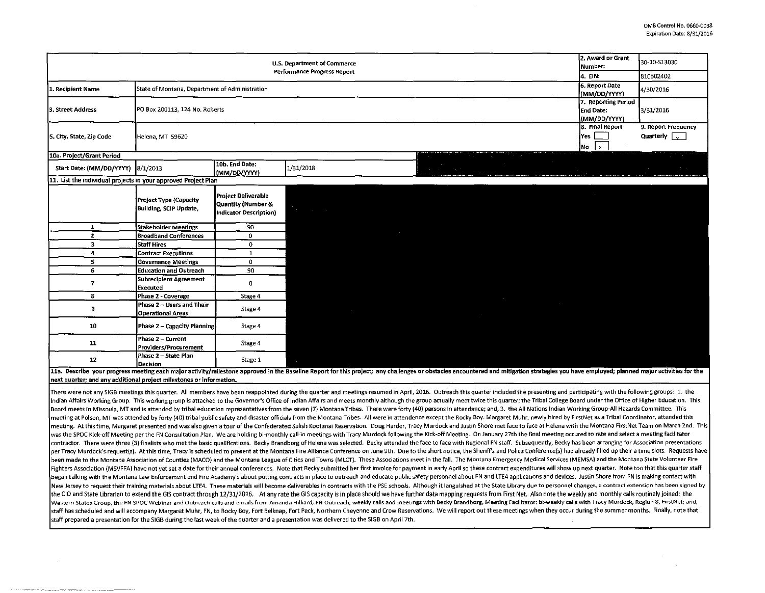OMB Control No. 0660-0038
Expiration Date: 8/31/2016

| U.S. Department of Commerce Performance Progress Report | | 2. Award or Grant Number: | 30-10-S13030 |
|---|---|---|---|
| | | 4. EIN: | 810302402 |
| 1. Recipient Name | State of Montana, Department of Administration | 6. Report Date (MM/DD/YYYY) | 4/30/2016 |
| 3. Street Address | PO Box 200113, 124 No. Roberts | 7. Reporting Period End Date: (MM/DD/YYYY) | 3/31/2016 |
| 5. City, State, Zip Code | Helena, MT 59620 | 8. Final Report Yes [ ] No [x] | 9. Report Frequency Quarterly [x] |

| 10a. Project/Grant Period | | | |
|---|---|---|---|
| Start Date: (MM/DD/YYYY) | 8/1/2013 | 10b. End Date: (MM/DD/YYYY) | 1/31/2018 |

11. List the individual projects in your approved Project Plan

| | Project Type (Capacity Building, SCIP Update, | Project Deliverable Quantity (Number & Indicator Description) |
|---|---|---|
| 1 | Stakeholder Meetings | 90 |
| 2 | Broadband Conferences | 0 |
| 3 | Staff Hires | 0 |
| 4 | Contract Executions | 1 |
| 5 | Governance Meetings | 0 |
| 6 | Education and Outreach | 90 |
| 7 | Subrecipient Agreement Executed | 0 |
| 8 | Phase 2 - Coverage | Stage 4 |
| 9 | Phase 2 – Users and Their Operational Areas | Stage 4 |
| 10 | Phase 2 – Capacity Planning | Stage 4 |
| 11 | Phase 2 – Current Providers/Procurement | Stage 4 |
| 12 | Phase 2 – State Plan Decision | Stage 1 |

11a. Describe your progress meeting each major activity/milestone approved in the Baseline Report for this project; any challenges or obstacles encountered and mitigation strategies you have employed; planned major activities for the next quarter; and any additional project milestones or information.

There were not any SIGB meetings this quarter. All members have been reappointed during the quarter and meetings resumed in April, 2016. Outreach this quarter included the presenting and participating with the following groups: 1. the Indian Affairs Working Group. This working group is attached to the Governor's Office of Indian Affairs and meets monthly although the group actually meet twice this quarter; the Tribal College Board under the Office of Higher Education. This Board meets in Missoula, MT and is attended by tribal education representatives from the seven (7) Montana Tribes. There were forty (40) persons in attendance; and, 3. the All Nations Indian Working Group-All Hazards Committee. This meeting at Polson, MT was attended by forty (40) tribal public safety and disaster officials from the Montana Tribes. All were in attendence except the Rocky Boy. Margaret Muhr, newly hired by FirstNet as a Tribal Coordinator, attended this meeting. At this time, Margaret presented and was also given a tour of the Confederated Salish Kootenai Reservation. Doug Harder, Tracy Murdock and Justin Shore met face to face at Helena with the Montana FirstNet Team on March 2nd. This was the SPOC Kick-off Meeting per the FN Consultation Plan. We are holding bi-monthly call-in meetings with Tracy Murdock following the Kick-off Meeting. On January 27th the final meeting occured to rate and select a meeting facilitator contractor. There were three (3) finalists who met the basic qualifications. Becky Brandborg of Helena was selected. Becky attended the face to face with Regional FN staff. Subsequently, Becky has been arranging for Association presentations per Tracy Murdock's request(s). At this time, Tracy is scheduled to present at the Montana Fire Alliance Conference on June 9th. Due to the short notice, the Sheriff's and Police Conference(s) had already filled up their a time slots. Requests have been made to the Montana Association of Counties (MACO) and the Montana League of Cities and Towns (MLCT). These Associations meet in the fall. The Montana Emergency Medical Services (MEMSA) and the Montana State Volunteer Fire Fighters Association (MSVFFA) have not yet set a date for their annual conferences. Note that Becky submitted her first invoice for payment in early April so these contract expenditures will show up next quarter. Note too that this quarter staff began talking with the Montana Law Enforcement and Fire Academy's about putting contracts in place to outreach and educate public safety personnel about FN and LTE4 applications and devices. Justin Shore from FN is making contact with New Jersey to request their training materials about LTE4. These materials will become deliverables in contracts with the PSE schools. Although it languished at the State Library due to personnel changes, a contract extension has been signed by the CIO and State Librarian to extend the GIS contract through 12/31/2016. At any rate the GIS capacity is in place should we have further data mapping requests from First Net. Also note the weekly and monthly calls routinely joined: the Western States Group, the FN SPOC Webinar and Outreach calls and emails from Amanda Hilliard, FN Outreach; weekly calls and meetings with Becky Brandborg, Meeting Facilitator; bi-weekly calls with Tracy Murdock, Region 8, FirstNet; and, staff has scheduled and will accompany Margaret Muhr, FN, to Rocky Boy, Fort Belknap, Fort Peck, Northern Cheyenne and Crow Reservations. We will report out these meetings when they occur during the summer months. Finally, note that staff prepared a presentation for the SIGB during the last week of the quarter and a presentation was delivered to the SIGB on April 7th.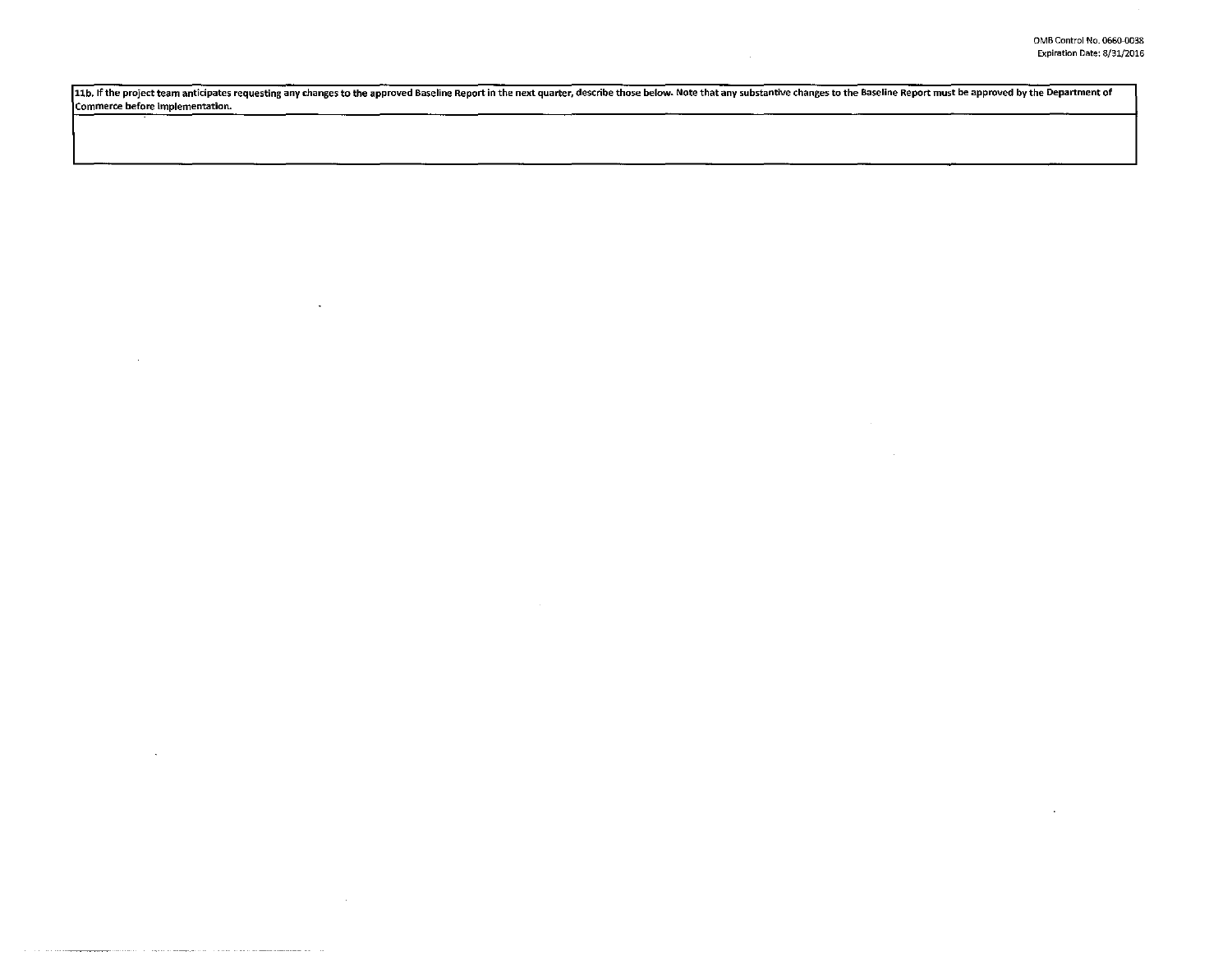| 11b. If the project team anticipates requesting any changes to the approved Baseline Report in the next quarter, describe those below. Note that any substantive changes to the Baseline Report must be approved by the Department of Commerce before implementation. |
| --- |
| |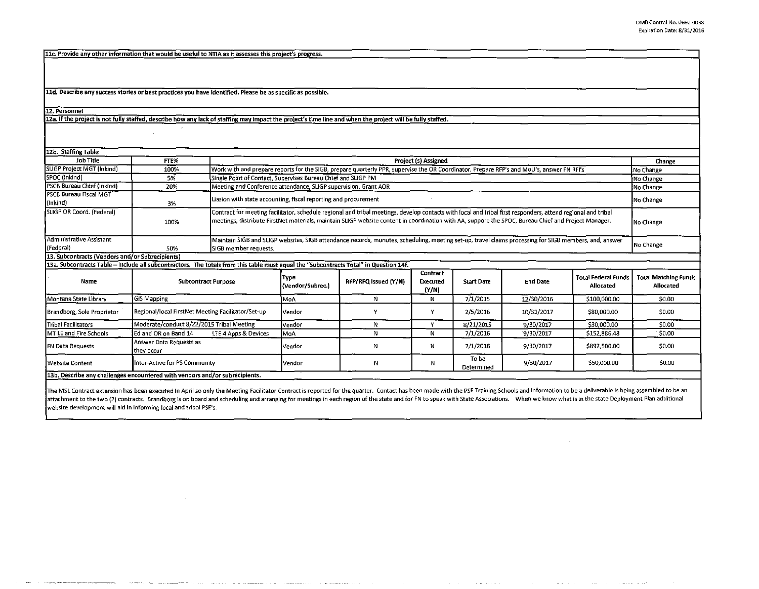11c. Provide any other information that would be useful to NTIA as it assesses this project's progress.

11d. Describe any success stories or best practices you have identified. Please be as specific as possible.

12. Personnel

12a. If the project is not fully staffed, describe how any lack of staffing may impact the project's time line and when the project will be fully staffed.

12b. Staffing Table

| Job Title | FTE% | Project (s) Assigned | Change |
|---|---|---|---|
| SLIGP Project MGT (Inkind) | 100% | Work with and prepare reports for the SIGB, prepare quarterly PPR, supervise the OR Coordinator, Prepare RFP's and MoU's, answer FN RFI's | No Change |
| SPOC (inkind) | 5% | Single Point of Contact, Supervises Bureau Chief and SLIGP PM | No Change |
| PSCB Bureau Chief (Inkind) | 20% | Meeting and Conference attendance, SLIGP supervision, Grant AOR | No Change |
| PSCB Bureau Fiscal MGT (Inkind) | 3% | Liasion with state accounting, fiscal reporting and procurement | No Change |
| SLIGP OR Coord. (Federal) | 100% | Contract for meeting facilitator, schedule regional and tribal meetings, develop contacts with local and tribal first responders, attend regional and tribal meetings, distribute FirstNet materials, maintain SLIGP website content in coordination with AA, suppore the SPOC, Bureau Chief and Project Manager. | No Change |
| Administrative Assistant (Federal) | 50% | Maintain SIGB and SLIGP websites, SIGB attendance records, munutes, scheduling, meeting set-up, travel claims processing for SIGB members, and, answer SIGB member requests. | No Change |

13. Subcontracts (Vendors and/or Subrecipients)

13a. Subcontracts Table – Include all subcontractors. The totals from this table must equal the "Subcontracts Total" in Question 14f.

| Name | Subcontract Purpose | Type (Vendor/Subrec.) | RFP/RFQ Issued (Y/N) | Contract Executed (Y/N) | Start Date | End Date | Total Federal Funds Allocated | Total Matching Funds Allocated |
|---|---|---|---|---|---|---|---|---|
| Montana State Library | GIS Mapping | MoA | N | N | 7/1/2015 | 12/30/2016 | $100,000.00 | $0.00 |
| Brandborg, Sole Proprietor | Regional/local FirstNet Meeting Facilitator/Set-up | Vendor | Y | Y | 2/5/2016 | 10/31/2017 | $80,000.00 | $0.00 |
| Tribal Facilitators | Moderate/conduct 8/22/2015 Tribal Meeting | Vendor | N | Y | 8/21/2015 | 9/30/2017 | $30,000.00 | $0.00 |
| MT LE and Fire Schools | Ed and OR on Band 14 LTE 4 Apps & Devices | MoA | N | N | 7/1/2016 | 9/30/2017 | $152,886.48 | $0.00 |
| FN Data Requests | Answer Data Requests as they occur | Vendor | N | N | 7/1/2016 | 9/30/2017 | $892,500.00 | $0.00 |
| Website Content | Inter-Active for PS Community | Vendor | N | N | To be Determined | 9/30/2017 | $50,000.00 | $0.00 |

13b. Describe any challenges encountered with vendors and/or subrecipients.

The MSL Contract extension has been executed in April so only the Meeting Facilitator Contract is reported for the quarter. Contact has been made with the PSE Training Schools and information to be a deliverable is being assembled to be an attachment to the two (2) contracts. Brandborg is on board and scheduling and arranging for meetings in each region of the state and for FN to speak with State Associations. When we know what is in the state Deployment Plan additional website development will aid in informing local and tribal PSE's.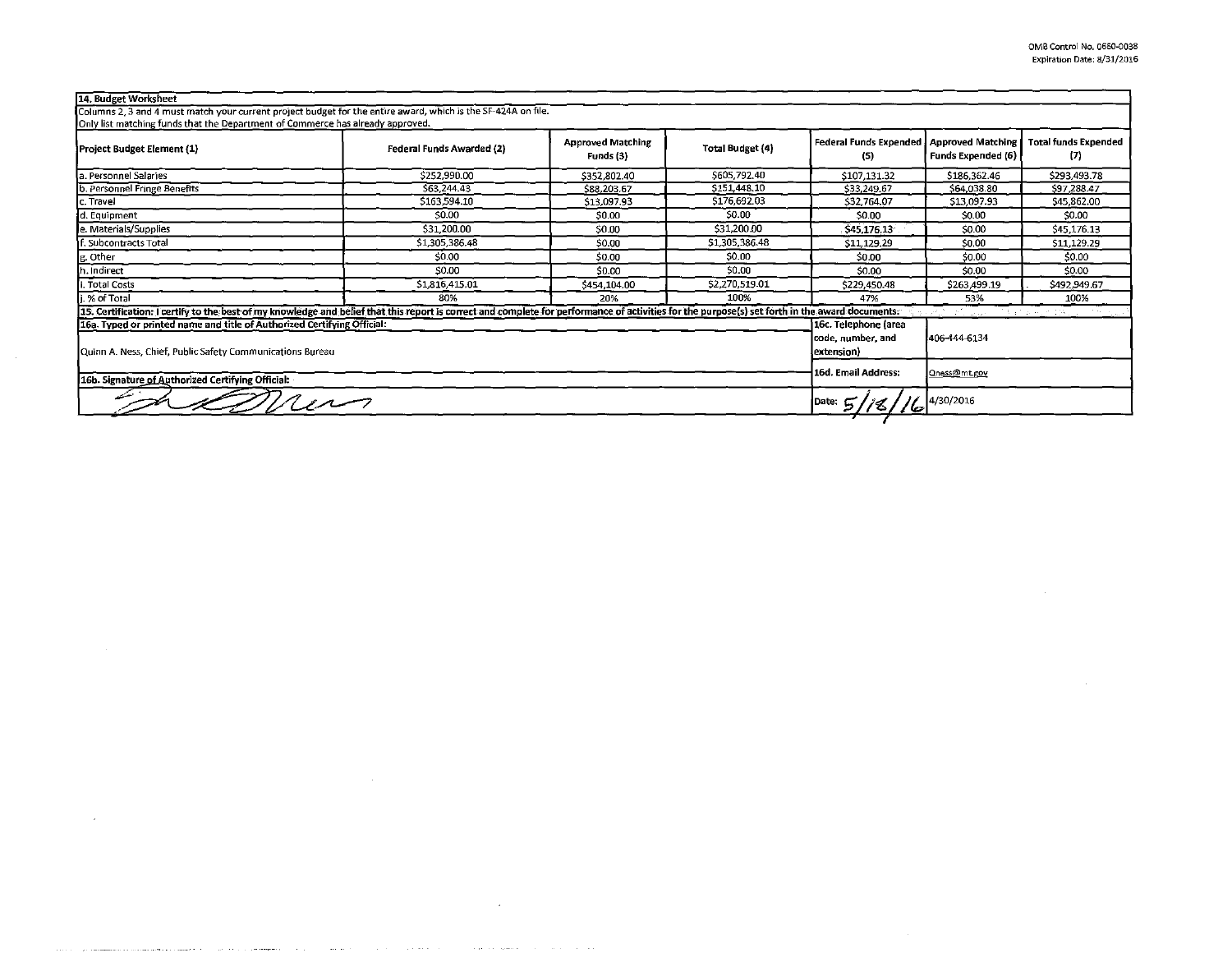OMB Control No. 0660-0038
Expiration Date: 8/31/2016

| 14. Budget Worksheet | | | | | | |
|---|---|---|---|---|---|---|
| Columns 2, 3 and 4 must match your current project budget for the entire award, which is the SF-424A on file. Only list matching funds that the Department of Commerce has already approved. | | | | | | |
| Project Budget Element (1) | Federal Funds Awarded (2) | Approved Matching Funds (3) | Total Budget (4) | Federal Funds Expended (5) | Approved Matching Funds Expended (6) | Total funds Expended (7) |
| a. Personnel Salaries | $252,990.00 | $352,802.40 | $605,792.40 | $107,131.32 | $186,362.46 | $293,493.78 |
| b. Personnel Fringe Benefits | $63,244.43 | $88,203.67 | $151,448.10 | $33,249.67 | $64,038.80 | $97,288.47 |
| c. Travel | $163,594.10 | $13,097.93 | $176,692.03 | $32,764.07 | $13,097.93 | $45,862.00 |
| d. Equipment | $0.00 | $0.00 | $0.00 | $0.00 | $0.00 | $0.00 |
| e. Materials/Supplies | $31,200.00 | $0.00 | $31,200.00 | $45,176.13 | $0.00 | $45,176.13 |
| f. Subcontracts Total | $1,305,386.48 | $0.00 | $1,305,386.48 | $11,129.29 | $0.00 | $11,129.29 |
| g. Other | $0.00 | $0.00 | $0.00 | $0.00 | $0.00 | $0.00 |
| h. Indirect | $0.00 | $0.00 | $0.00 | $0.00 | $0.00 | $0.00 |
| i. Total Costs | $1,816,415.01 | $454,104.00 | $2,270,519.01 | $229,450.48 | $263,499.19 | $492,949.67 |
| j. % of Total | 80% | 20% | 100% | 47% | 53% | 100% |
| 15. Certification: I certify to the best of my knowledge and belief that this report is correct and complete for performance of activities for the purpose(s) set forth in the award documents: | | | | | | |
| 16a. Typed or printed name and title of Authorized Certifying Official: Quinn A. Ness, Chief, Public Safety Communications Bureau | | | | 16c. Telephone (area code, number, and extension) | 406-444-6134 | |
| 16b. Signature of Authorized Certifying Official: | | | | 16d. Email Address: | Qness@mt.gov | |
| | | | | Date: 5/18/16 | 4/30/2016 | |